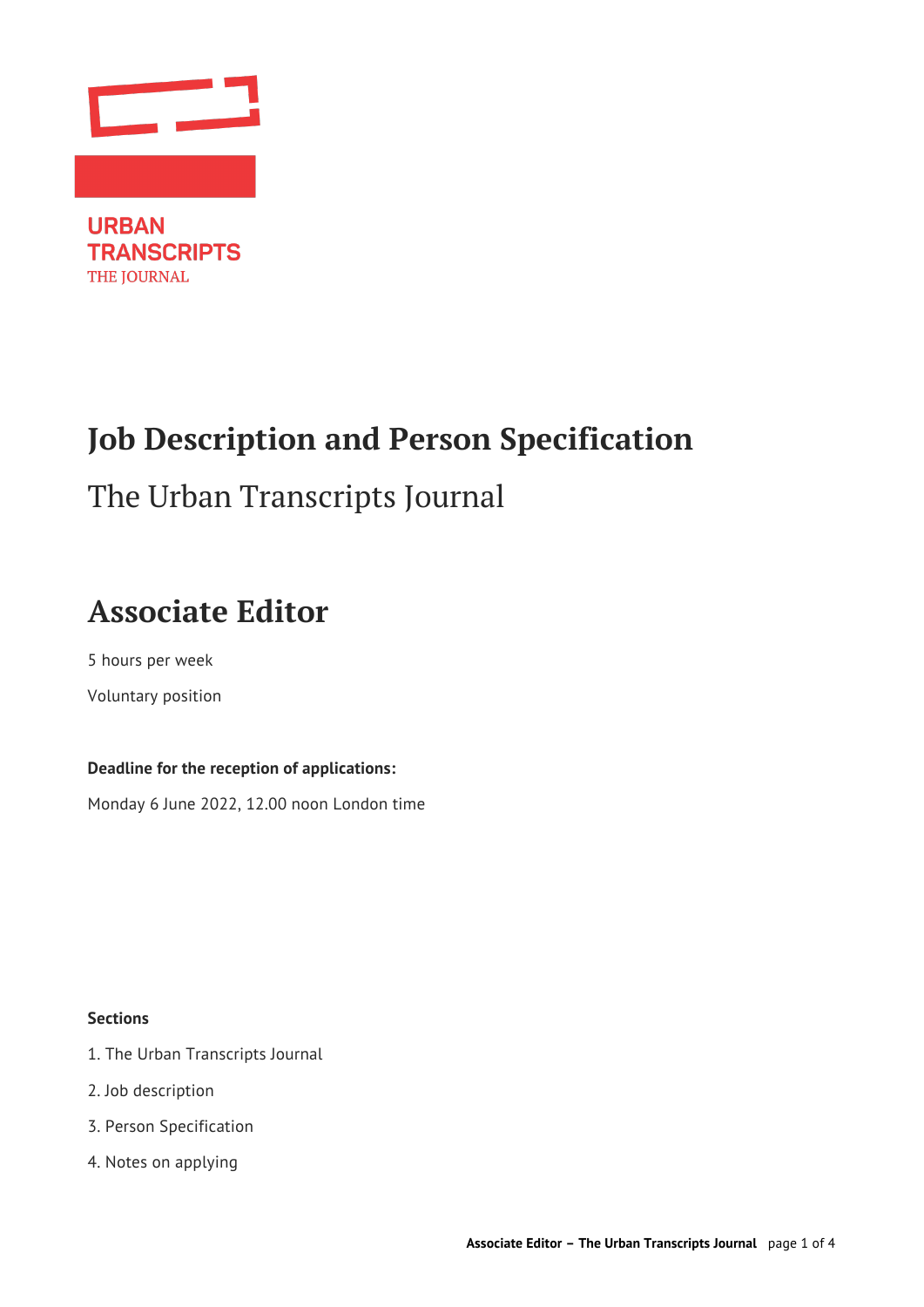URBAN TRANSCRIPTS
THE JOURNAL

# Job Description and Person Specification

The Urban Transcripts Journal

## Associate Editor

5 hours per week

Voluntary position

**Deadline for the reception of applications:**

Monday 6 June 2022, 12.00 noon London time

**Sections**

1. The Urban Transcripts Journal
2. Job description
3. Person Specification
4. Notes on applying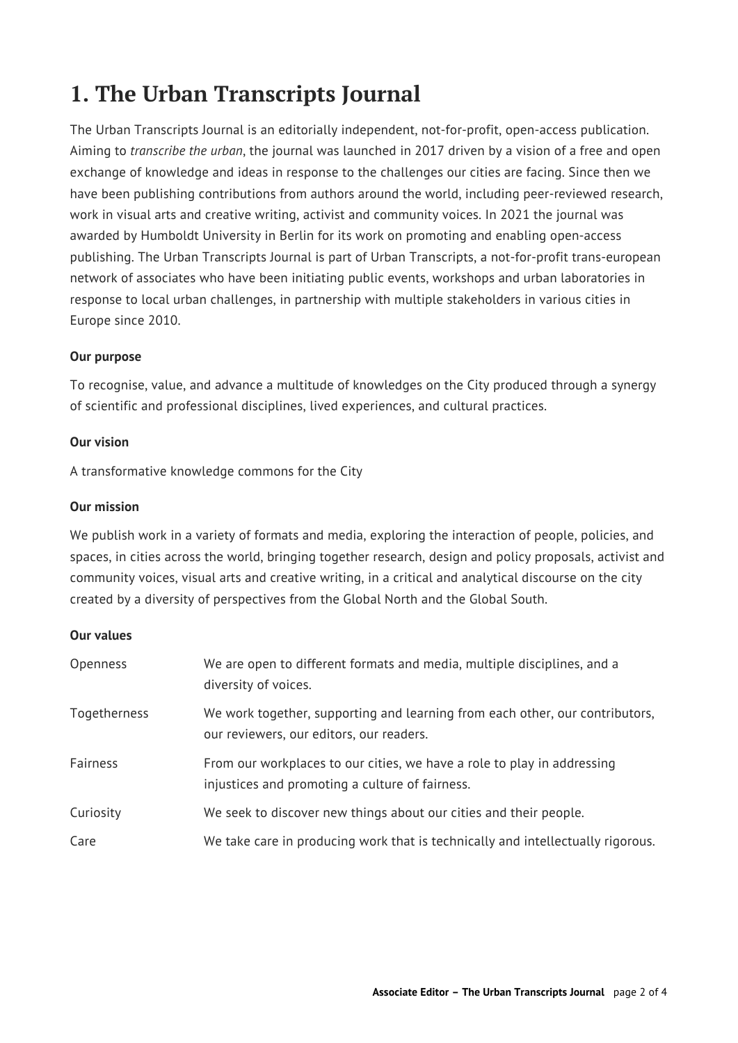# 1. The Urban Transcripts Journal

The Urban Transcripts Journal is an editorially independent, not-for-profit, open-access publication. Aiming to *transcribe the urban*, the journal was launched in 2017 driven by a vision of a free and open exchange of knowledge and ideas in response to the challenges our cities are facing. Since then we have been publishing contributions from authors around the world, including peer-reviewed research, work in visual arts and creative writing, activist and community voices. In 2021 the journal was awarded by Humboldt University in Berlin for its work on promoting and enabling open-access publishing. The Urban Transcripts Journal is part of Urban Transcripts, a not-for-profit trans-european network of associates who have been initiating public events, workshops and urban laboratories in response to local urban challenges, in partnership with multiple stakeholders in various cities in Europe since 2010.

**Our purpose**

To recognise, value, and advance a multitude of knowledges on the City produced through a synergy of scientific and professional disciplines, lived experiences, and cultural practices.

**Our vision**

A transformative knowledge commons for the City

**Our mission**

We publish work in a variety of formats and media, exploring the interaction of people, policies, and spaces, in cities across the world, bringing together research, design and policy proposals, activist and community voices, visual arts and creative writing, in a critical and analytical discourse on the city created by a diversity of perspectives from the Global North and the Global South.

**Our values**

| | |
|---|---|
| Openness | We are open to different formats and media, multiple disciplines, and a diversity of voices. |
| Togetherness | We work together, supporting and learning from each other, our contributors, our reviewers, our editors, our readers. |
| Fairness | From our workplaces to our cities, we have a role to play in addressing injustices and promoting a culture of fairness. |
| Curiosity | We seek to discover new things about our cities and their people. |
| Care | We take care in producing work that is technically and intellectually rigorous. |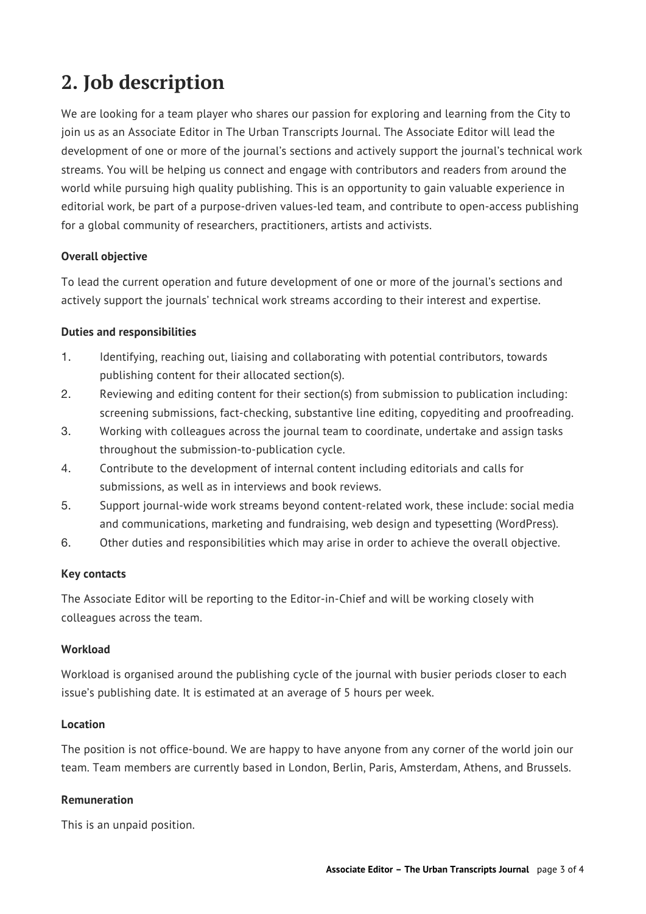## 2. Job description

We are looking for a team player who shares our passion for exploring and learning from the City to join us as an Associate Editor in The Urban Transcripts Journal. The Associate Editor will lead the development of one or more of the journal's sections and actively support the journal's technical work streams. You will be helping us connect and engage with contributors and readers from around the world while pursuing high quality publishing. This is an opportunity to gain valuable experience in editorial work, be part of a purpose-driven values-led team, and contribute to open-access publishing for a global community of researchers, practitioners, artists and activists.

**Overall objective**

To lead the current operation and future development of one or more of the journal's sections and actively support the journals' technical work streams according to their interest and expertise.

**Duties and responsibilities**

1. Identifying, reaching out, liaising and collaborating with potential contributors, towards publishing content for their allocated section(s).
2. Reviewing and editing content for their section(s) from submission to publication including: screening submissions, fact-checking, substantive line editing, copyediting and proofreading.
3. Working with colleagues across the journal team to coordinate, undertake and assign tasks throughout the submission-to-publication cycle.
4. Contribute to the development of internal content including editorials and calls for submissions, as well as in interviews and book reviews.
5. Support journal-wide work streams beyond content-related work, these include: social media and communications, marketing and fundraising, web design and typesetting (WordPress).
6. Other duties and responsibilities which may arise in order to achieve the overall objective.

**Key contacts**

The Associate Editor will be reporting to the Editor-in-Chief and will be working closely with colleagues across the team.

**Workload**

Workload is organised around the publishing cycle of the journal with busier periods closer to each issue's publishing date. It is estimated at an average of 5 hours per week.

**Location**

The position is not office-bound. We are happy to have anyone from any corner of the world join our team. Team members are currently based in London, Berlin, Paris, Amsterdam, Athens, and Brussels.

**Remuneration**

This is an unpaid position.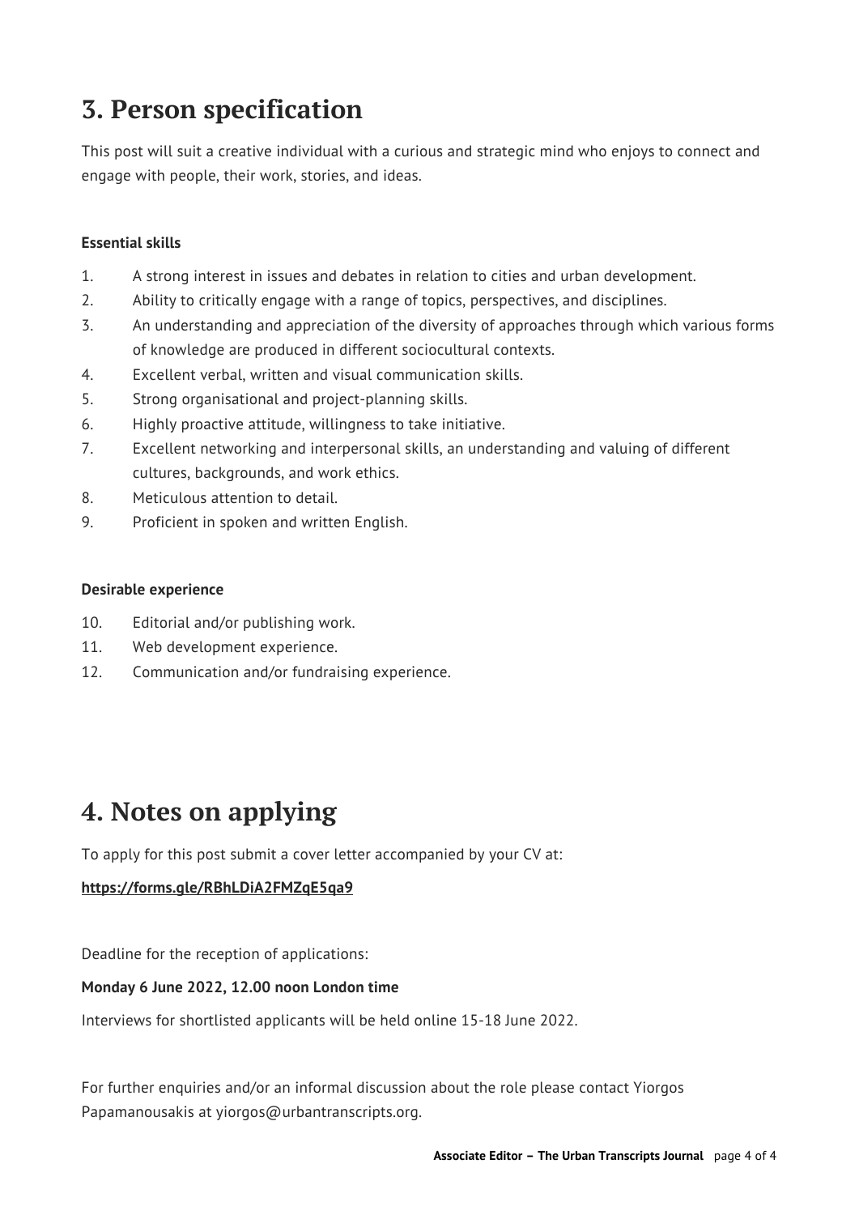## 3. Person specification

This post will suit a creative individual with a curious and strategic mind who enjoys to connect and engage with people, their work, stories, and ideas.

**Essential skills**

1. A strong interest in issues and debates in relation to cities and urban development.
2. Ability to critically engage with a range of topics, perspectives, and disciplines.
3. An understanding and appreciation of the diversity of approaches through which various forms of knowledge are produced in different sociocultural contexts.
4. Excellent verbal, written and visual communication skills.
5. Strong organisational and project-planning skills.
6. Highly proactive attitude, willingness to take initiative.
7. Excellent networking and interpersonal skills, an understanding and valuing of different cultures, backgrounds, and work ethics.
8. Meticulous attention to detail.
9. Proficient in spoken and written English.

**Desirable experience**

10. Editorial and/or publishing work.
11. Web development experience.
12. Communication and/or fundraising experience.

## 4. Notes on applying

To apply for this post submit a cover letter accompanied by your CV at:

**https://forms.gle/RBhLDiA2FMZqE5qa9**

Deadline for the reception of applications:

**Monday 6 June 2022, 12.00 noon London time**

Interviews for shortlisted applicants will be held online 15-18 June 2022.

For further enquiries and/or an informal discussion about the role please contact Yiorgos Papamanousakis at yiorgos@urbantranscripts.org.